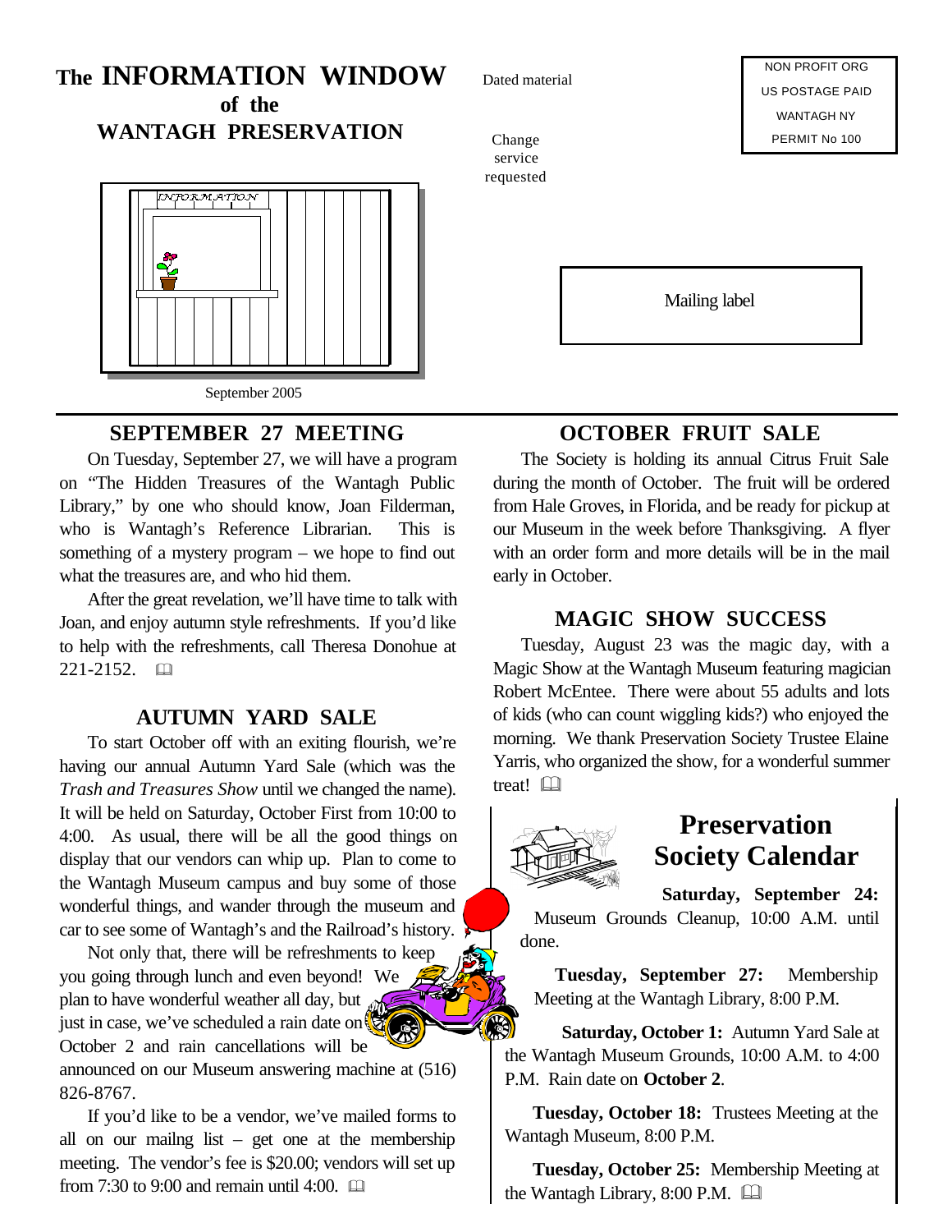# The INFORMATION WINDOW of the WANTAGH PRESERVATION

Dated material

Change service requested

NON PROFIT ORG
US POSTAGE PAID
WANTAGH NY
PERMIT No 100

Mailing label

September 2005

## SEPTEMBER 27 MEETING

On Tuesday, September 27, we will have a program on "The Hidden Treasures of the Wantagh Public Library," by one who should know, Joan Filderman, who is Wantagh's Reference Librarian. This is something of a mystery program – we hope to find out what the treasures are, and who hid them.

After the great revelation, we'll have time to talk with Joan, and enjoy autumn style refreshments. If you'd like to help with the refreshments, call Theresa Donohue at 221-2152.

## AUTUMN YARD SALE

To start October off with an exiting flourish, we're having our annual Autumn Yard Sale (which was the *Trash and Treasures Show* until we changed the name). It will be held on Saturday, October First from 10:00 to 4:00. As usual, there will be all the good things on display that our vendors can whip up. Plan to come to the Wantagh Museum campus and buy some of those wonderful things, and wander through the museum and car to see some of Wantagh's and the Railroad's history.

Not only that, there will be refreshments to keep you going through lunch and even beyond! We plan to have wonderful weather all day, but just in case, we've scheduled a rain date on October 2 and rain cancellations will be announced on our Museum answering machine at (516) 826-8767.

If you'd like to be a vendor, we've mailed forms to all on our mailng list – get one at the membership meeting. The vendor's fee is $20.00; vendors will set up from 7:30 to 9:00 and remain until 4:00.

## OCTOBER FRUIT SALE

The Society is holding its annual Citrus Fruit Sale during the month of October. The fruit will be ordered from Hale Groves, in Florida, and be ready for pickup at our Museum in the week before Thanksgiving. A flyer with an order form and more details will be in the mail early in October.

## MAGIC SHOW SUCCESS

Tuesday, August 23 was the magic day, with a Magic Show at the Wantagh Museum featuring magician Robert McEntee. There were about 55 adults and lots of kids (who can count wiggling kids?) who enjoyed the morning. We thank Preservation Society Trustee Elaine Yarris, who organized the show, for a wonderful summer treat!

## Preservation Society Calendar

**Saturday, September 24:** Museum Grounds Cleanup, 10:00 A.M. until done.

**Tuesday, September 27:** Membership Meeting at the Wantagh Library, 8:00 P.M.

**Saturday, October 1:** Autumn Yard Sale at the Wantagh Museum Grounds, 10:00 A.M. to 4:00 P.M. Rain date on **October 2**.

**Tuesday, October 18:** Trustees Meeting at the Wantagh Museum, 8:00 P.M.

**Tuesday, October 25:** Membership Meeting at the Wantagh Library, 8:00 P.M.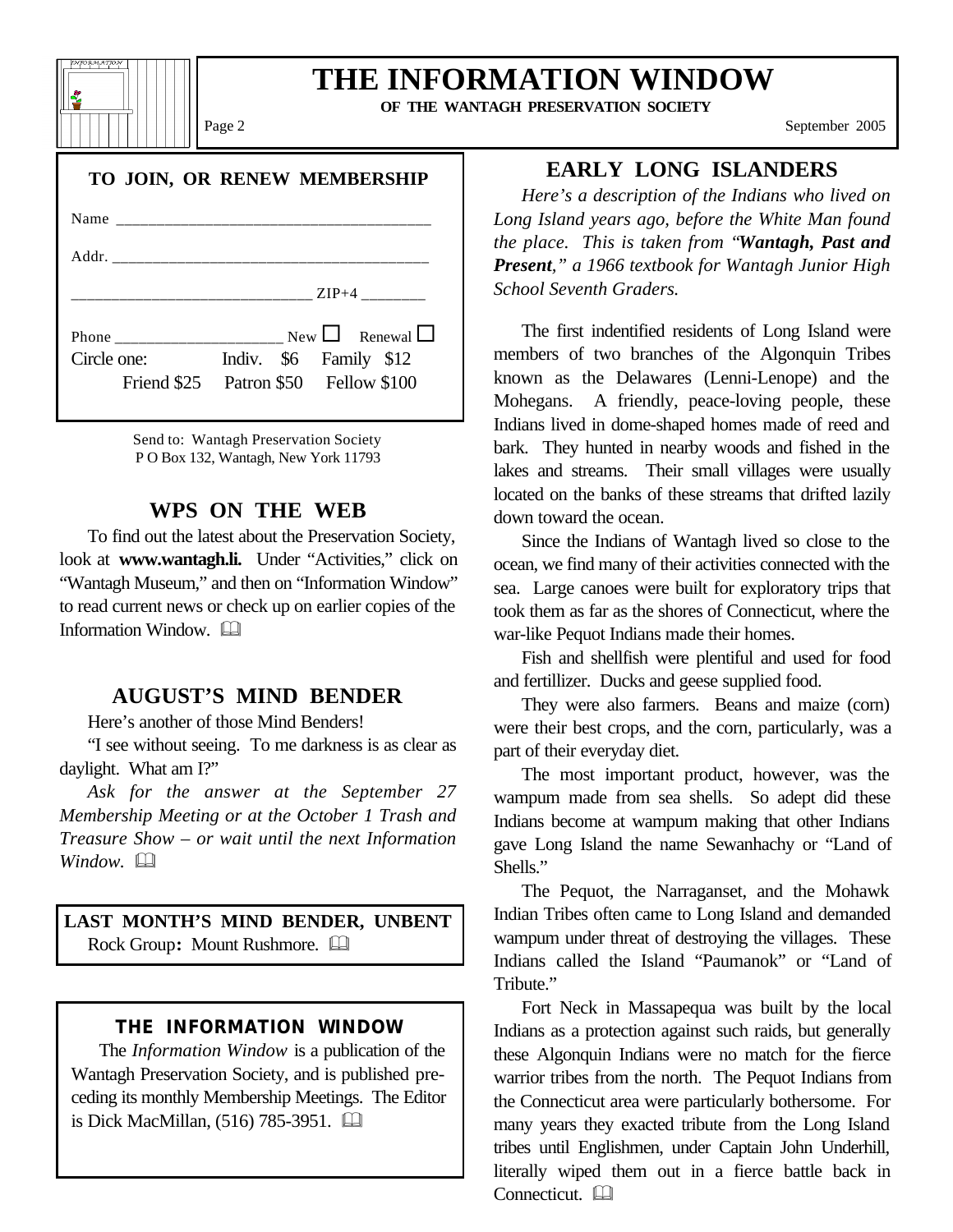# THE INFORMATION WINDOW

**OF THE WANTAGH PRESERVATION SOCIETY**

September 2005

## TO JOIN, OR RENEW MEMBERSHIP

Name ______________________________________

Addr. ______________________________________

______________________________ ZIP+4 ________

Phone _____________________ New ☐ Renewal ☐

Circle one: Indiv. $6 Family $12

Friend $25 Patron $50 Fellow $100

Send to: Wantagh Preservation Society
P O Box 132, Wantagh, New York 11793

## WPS ON THE WEB

To find out the latest about the Preservation Society, look at **www.wantagh.li.** Under "Activities," click on "Wantagh Museum," and then on "Information Window" to read current news or check up on earlier copies of the Information Window. 🕮

## AUGUST'S MIND BENDER

Here's another of those Mind Benders!

"I see without seeing. To me darkness is as clear as daylight. What am I?"

*Ask for the answer at the September 27 Membership Meeting or at the October 1 Trash and Treasure Show – or wait until the next Information Window.* 🕮

**LAST MONTH'S MIND BENDER, UNBENT**

Rock Group**:** Mount Rushmore. 🕮

**THE INFORMATION WINDOW**

The *Information Window* is a publication of the Wantagh Preservation Society, and is published preceding its monthly Membership Meetings. The Editor is Dick MacMillan, (516) 785-3951. 🕮

## EARLY LONG ISLANDERS

*Here's a description of the Indians who lived on Long Island years ago, before the White Man found the place. This is taken from "**Wantagh, Past and Present**," a 1966 textbook for Wantagh Junior High School Seventh Graders.*

The first indentified residents of Long Island were members of two branches of the Algonquin Tribes known as the Delawares (Lenni-Lenope) and the Mohegans. A friendly, peace-loving people, these Indians lived in dome-shaped homes made of reed and bark. They hunted in nearby woods and fished in the lakes and streams. Their small villages were usually located on the banks of these streams that drifted lazily down toward the ocean.

Since the Indians of Wantagh lived so close to the ocean, we find many of their activities connected with the sea. Large canoes were built for exploratory trips that took them as far as the shores of Connecticut, where the war-like Pequot Indians made their homes.

Fish and shellfish were plentiful and used for food and fertillizer. Ducks and geese supplied food.

They were also farmers. Beans and maize (corn) were their best crops, and the corn, particularly, was a part of their everyday diet.

The most important product, however, was the wampum made from sea shells. So adept did these Indians become at wampum making that other Indians gave Long Island the name Sewanhachy or "Land of Shells."

The Pequot, the Narraganset, and the Mohawk Indian Tribes often came to Long Island and demanded wampum under threat of destroying the villages. These Indians called the Island "Paumanok" or "Land of Tribute."

Fort Neck in Massapequa was built by the local Indians as a protection against such raids, but generally these Algonquin Indians were no match for the fierce warrior tribes from the north. The Pequot Indians from the Connecticut area were particularly bothersome. For many years they exacted tribute from the Long Island tribes until Englishmen, under Captain John Underhill, literally wiped them out in a fierce battle back in Connecticut. 🕮